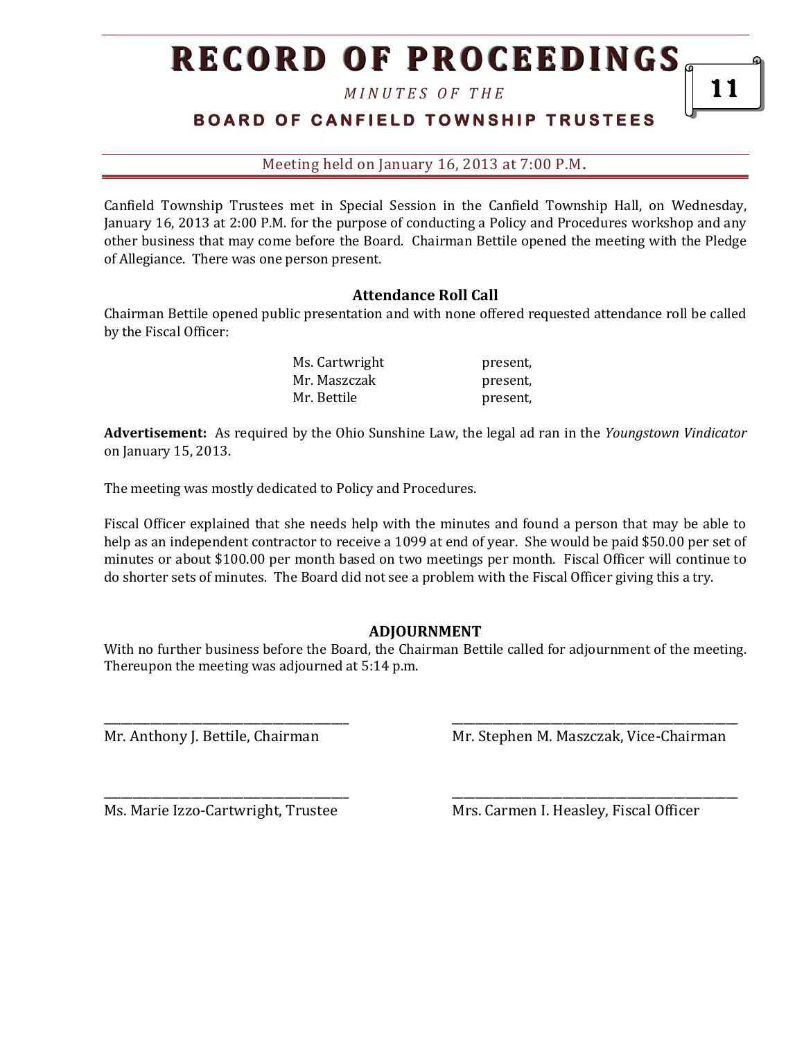# RECORD OF PROCEEDINGS

*MINUTES OF THE*

**BOARD OF CANFIELD TOWNSHIP TRUSTEES**

Meeting held on January 16, 2013 at 7:00 P.M.

Canfield Township Trustees met in Special Session in the Canfield Township Hall, on Wednesday, January 16, 2013 at 2:00 P.M. for the purpose of conducting a Policy and Procedures workshop and any other business that may come before the Board. Chairman Bettile opened the meeting with the Pledge of Allegiance. There was one person present.

### Attendance Roll Call

Chairman Bettile opened public presentation and with none offered requested attendance roll be called by the Fiscal Officer:

| | |
|---|---|
| Ms. Cartwright | present, |
| Mr. Maszczak | present, |
| Mr. Bettile | present, |

**Advertisement:** As required by the Ohio Sunshine Law, the legal ad ran in the *Youngstown Vindicator* on January 15, 2013.

The meeting was mostly dedicated to Policy and Procedures.

Fiscal Officer explained that she needs help with the minutes and found a person that may be able to help as an independent contractor to receive a 1099 at end of year. She would be paid $50.00 per set of minutes or about $100.00 per month based on two meetings per month. Fiscal Officer will continue to do shorter sets of minutes. The Board did not see a problem with the Fiscal Officer giving this a try.

### ADJOURNMENT

With no further business before the Board, the Chairman Bettile called for adjournment of the meeting. Thereupon the meeting was adjourned at 5:14 p.m.

\_\_\_\_\_\_\_\_\_\_\_\_\_\_\_\_\_\_\_\_\_\_\_\_\_\_\_\_\_\_\_\_\_\_\_\_\_\_\_\_
Mr. Anthony J. Bettile, Chairman

\_\_\_\_\_\_\_\_\_\_\_\_\_\_\_\_\_\_\_\_\_\_\_\_\_\_\_\_\_\_\_\_\_\_\_\_\_\_\_\_
Mr. Stephen M. Maszczak, Vice-Chairman

\_\_\_\_\_\_\_\_\_\_\_\_\_\_\_\_\_\_\_\_\_\_\_\_\_\_\_\_\_\_\_\_\_\_\_\_\_\_\_\_
Ms. Marie Izzo-Cartwright, Trustee

\_\_\_\_\_\_\_\_\_\_\_\_\_\_\_\_\_\_\_\_\_\_\_\_\_\_\_\_\_\_\_\_\_\_\_\_\_\_\_\_
Mrs. Carmen I. Heasley, Fiscal Officer